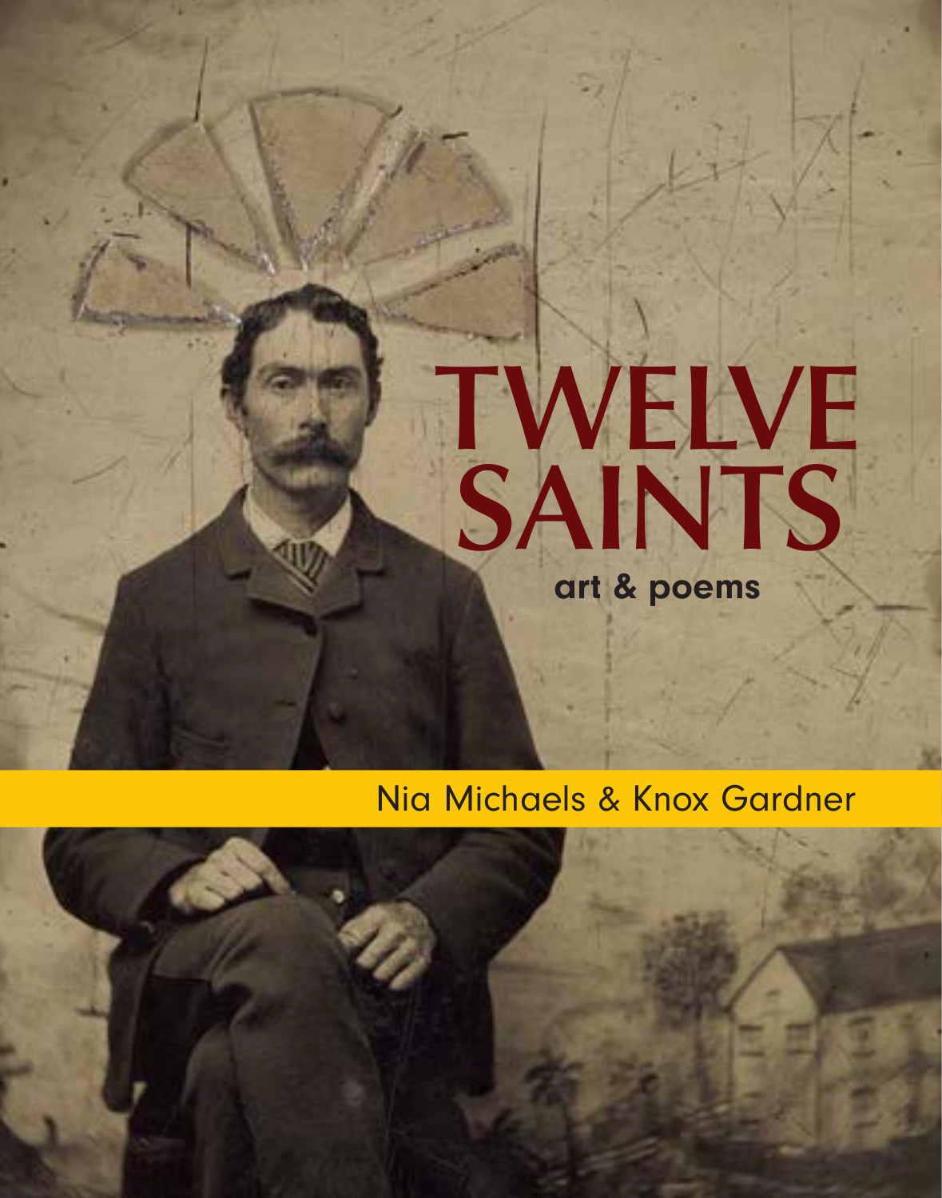# TWELVE SAINTS

**art & poems**

Nia Michaels & Knox Gardner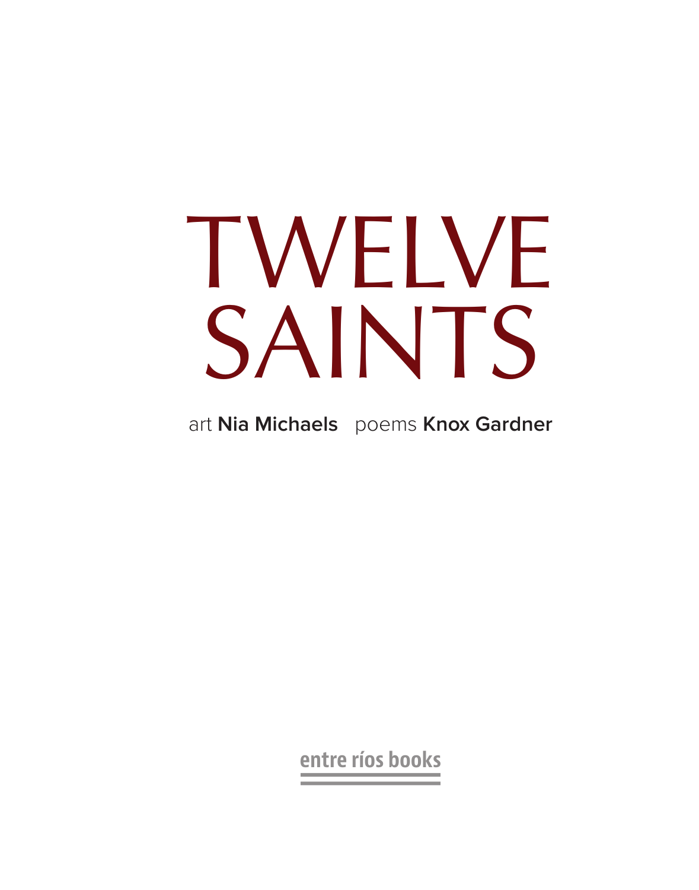# TWELVE SAINTS

art **Nia Michaels** poems **Knox Gardner**

entre ríos books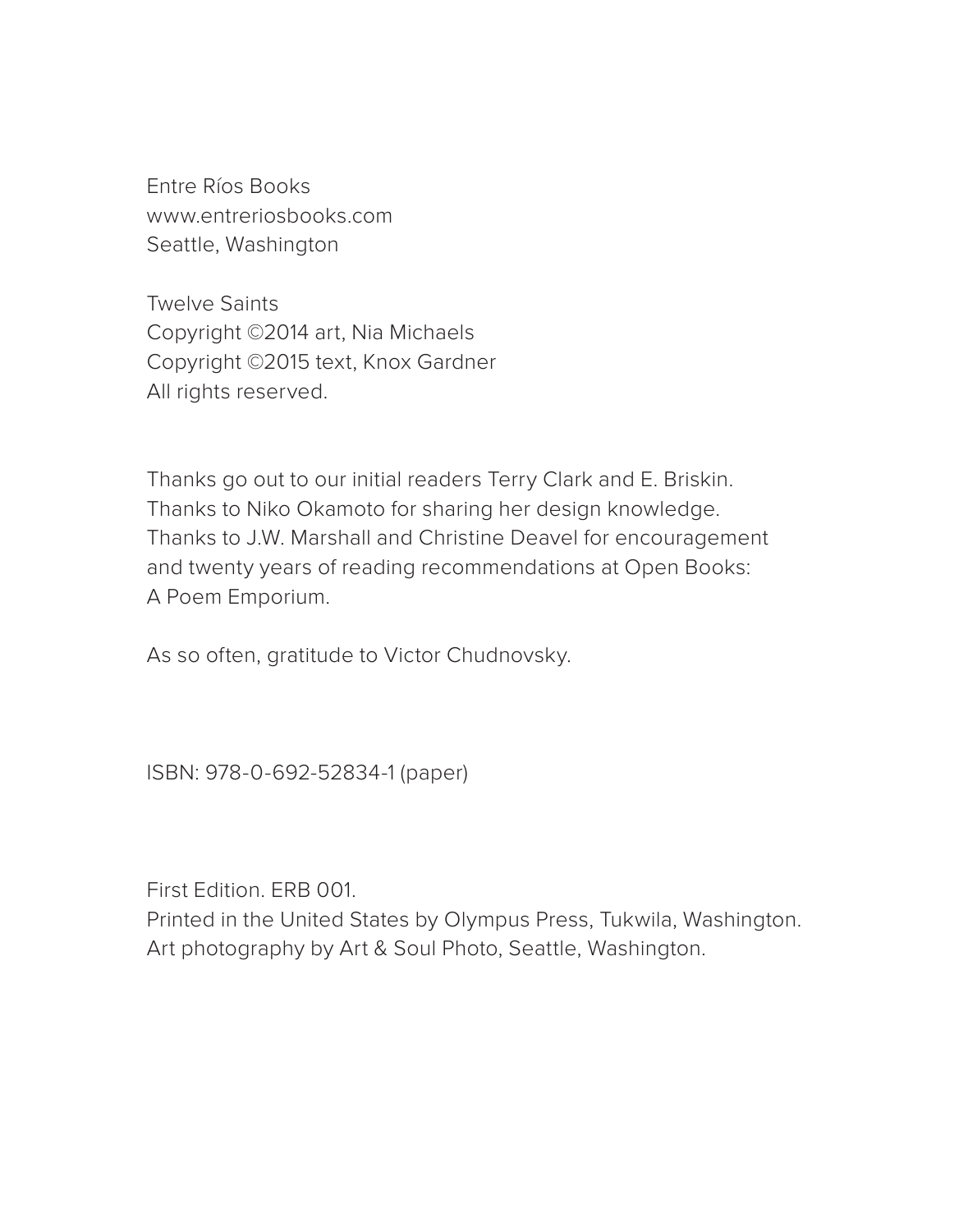Entre Ríos Books  
www.entreriosbooks.com  
Seattle, Washington

Twelve Saints  
Copyright ©2014 art, Nia Michaels  
Copyright ©2015 text, Knox Gardner  
All rights reserved.

Thanks go out to our initial readers Terry Clark and E. Briskin.  
Thanks to Niko Okamoto for sharing her design knowledge.  
Thanks to J.W. Marshall and Christine Deavel for encouragement and twenty years of reading recommendations at Open Books: A Poem Emporium.

As so often, gratitude to Victor Chudnovsky.

ISBN: 978-0-692-52834-1 (paper)

First Edition. ERB 001.  
Printed in the United States by Olympus Press, Tukwila, Washington.  
Art photography by Art & Soul Photo, Seattle, Washington.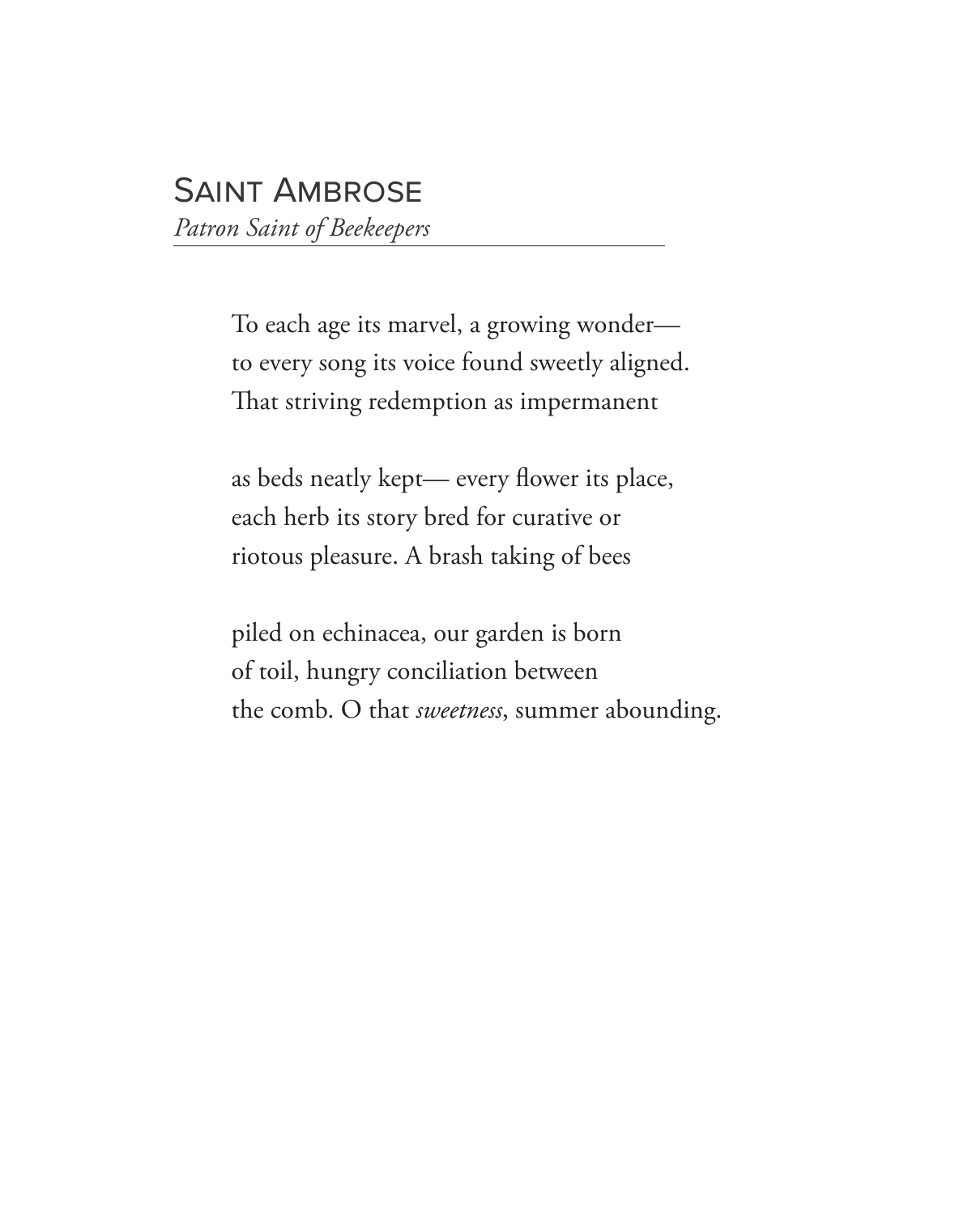## Saint Ambrose

*Patron Saint of Beekeepers*

To each age its marvel, a growing wonder—  
to every song its voice found sweetly aligned.  
That striving redemption as impermanent

as beds neatly kept— every flower its place,  
each herb its story bred for curative or  
riotous pleasure. A brash taking of bees

piled on echinacea, our garden is born  
of toil, hungry conciliation between  
the comb. O that *sweetness*, summer abounding.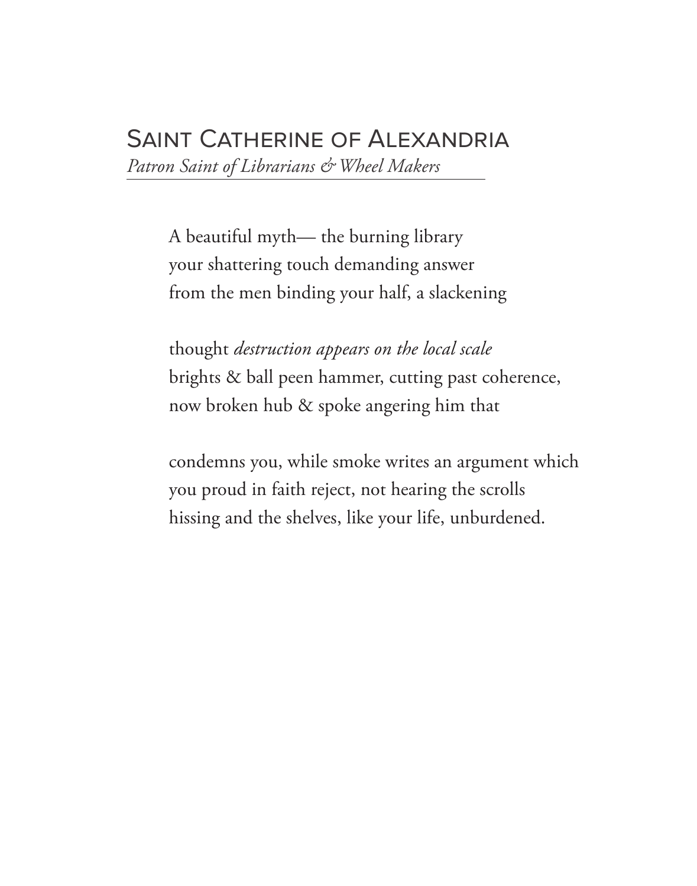## Saint Catherine of Alexandria

*Patron Saint of Librarians & Wheel Makers*

A beautiful myth— the burning library  
your shattering touch demanding answer  
from the men binding your half, a slackening

thought *destruction appears on the local scale*  
brights & ball peen hammer, cutting past coherence,  
now broken hub & spoke angering him that

condemns you, while smoke writes an argument which  
you proud in faith reject, not hearing the scrolls  
hissing and the shelves, like your life, unburdened.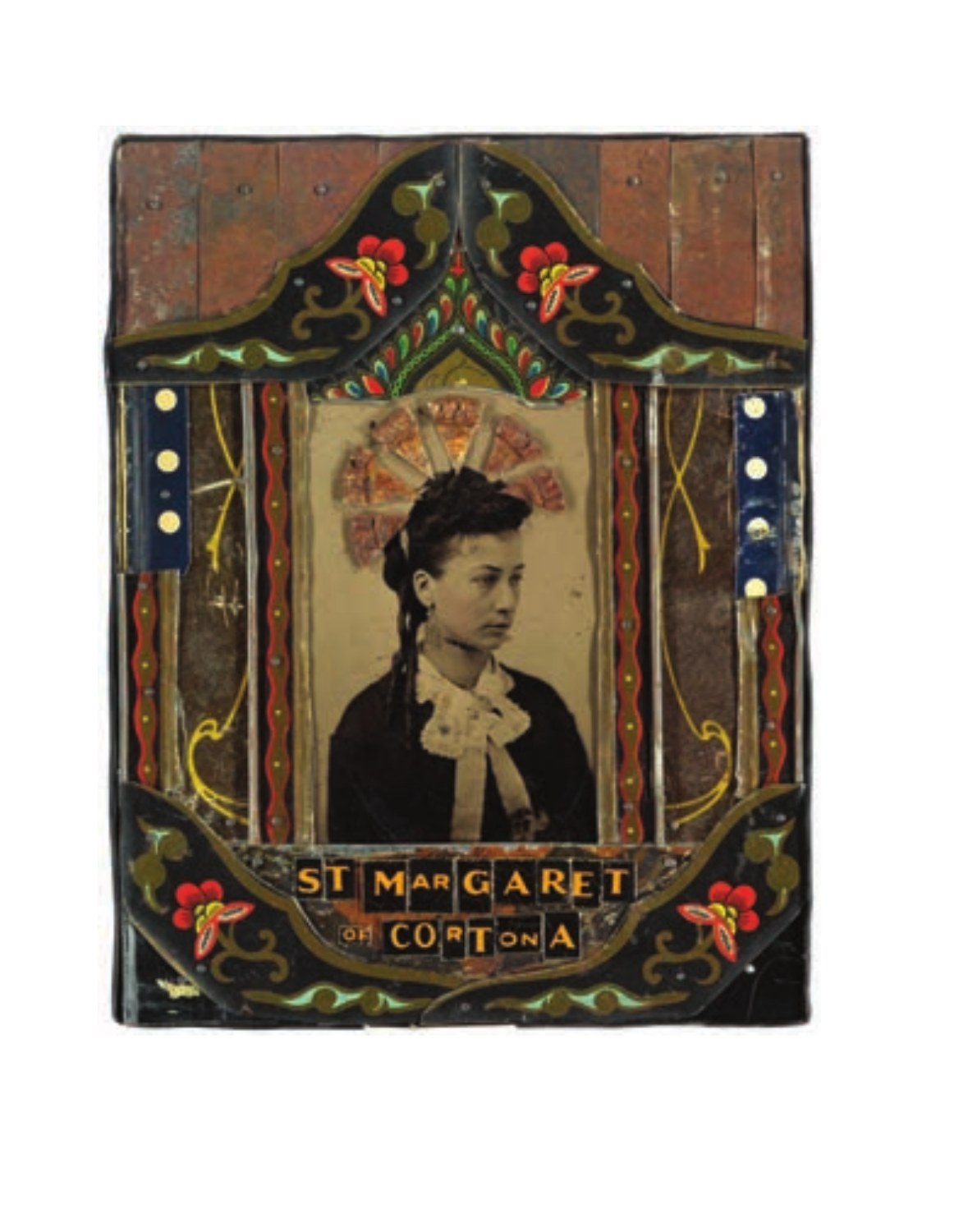ST MARGARET OF CORTONA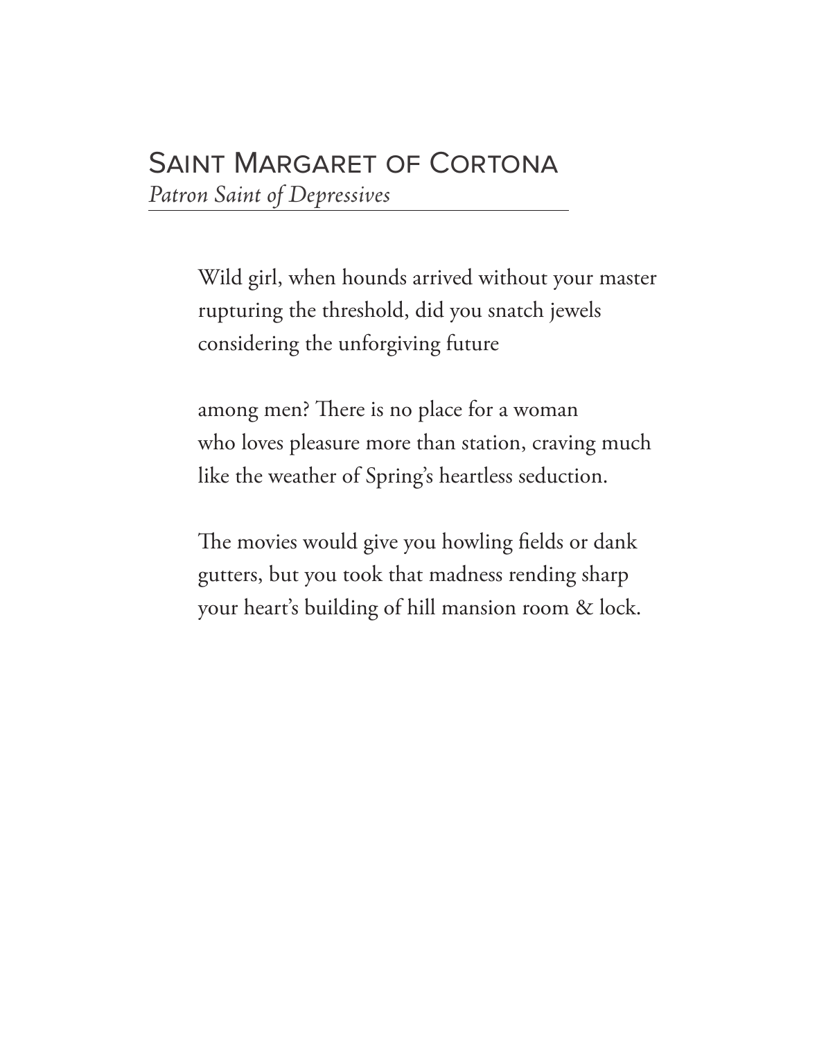## Saint Margaret of Cortona

*Patron Saint of Depressives*

Wild girl, when hounds arrived without your master  
rupturing the threshold, did you snatch jewels  
considering the unforgiving future

among men? There is no place for a woman  
who loves pleasure more than station, craving much  
like the weather of Spring's heartless seduction.

The movies would give you howling fields or dank  
gutters, but you took that madness rending sharp  
your heart's building of hill mansion room & lock.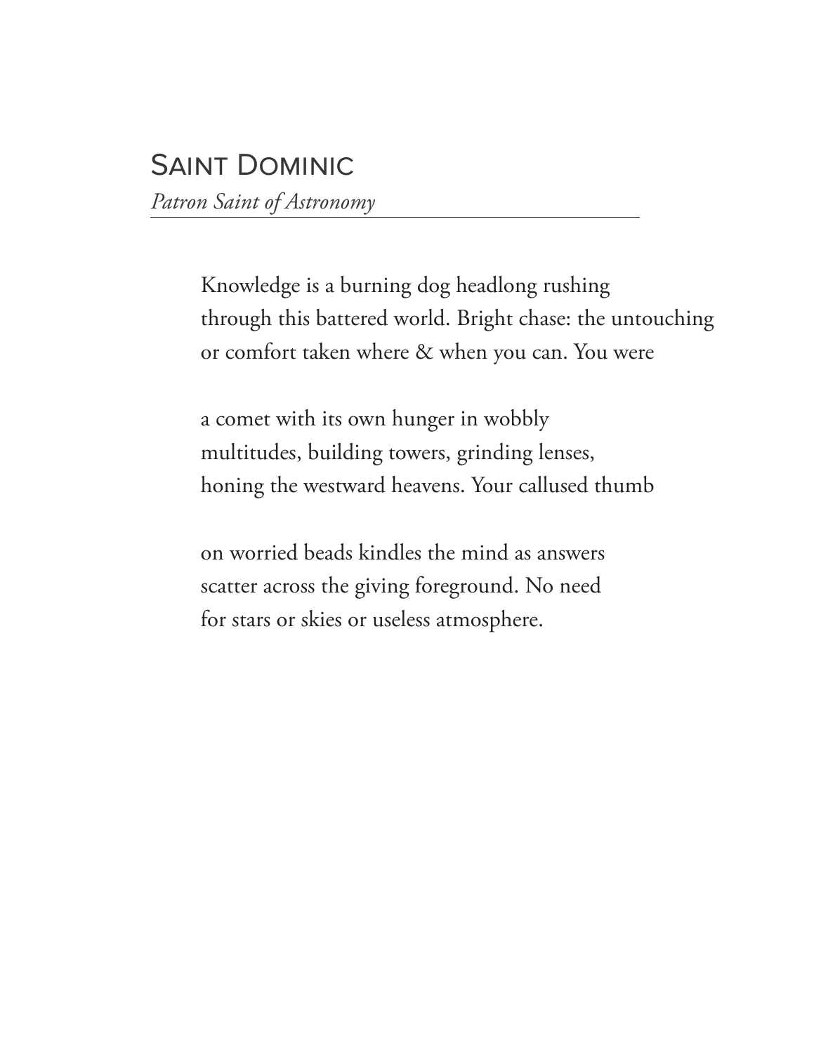## Saint Dominic

*Patron Saint of Astronomy*

Knowledge is a burning dog headlong rushing  
through this battered world. Bright chase: the untouching  
or comfort taken where & when you can. You were

a comet with its own hunger in wobbly  
multitudes, building towers, grinding lenses,  
honing the westward heavens. Your callused thumb

on worried beads kindles the mind as answers  
scatter across the giving foreground. No need  
for stars or skies or useless atmosphere.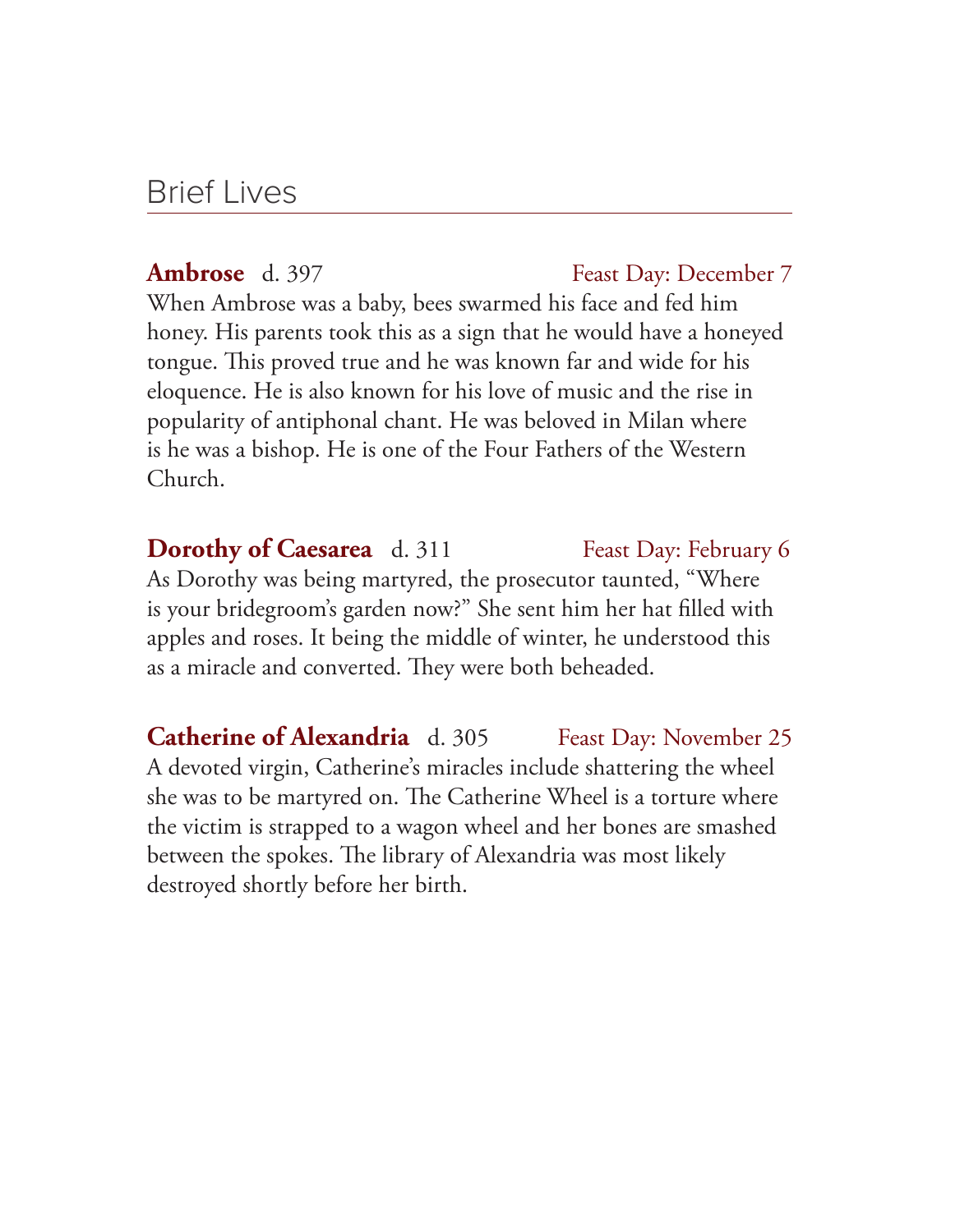## Brief Lives

**Ambrose** d. 397 Feast Day: December 7

When Ambrose was a baby, bees swarmed his face and fed him honey. His parents took this as a sign that he would have a honeyed tongue. This proved true and he was known far and wide for his eloquence. He is also known for his love of music and the rise in popularity of antiphonal chant. He was beloved in Milan where is he was a bishop. He is one of the Four Fathers of the Western Church.

**Dorothy of Caesarea** d. 311 Feast Day: February 6

As Dorothy was being martyred, the prosecutor taunted, "Where is your bridegroom's garden now?" She sent him her hat filled with apples and roses. It being the middle of winter, he understood this as a miracle and converted. They were both beheaded.

**Catherine of Alexandria** d. 305 Feast Day: November 25

A devoted virgin, Catherine's miracles include shattering the wheel she was to be martyred on. The Catherine Wheel is a torture where the victim is strapped to a wagon wheel and her bones are smashed between the spokes. The library of Alexandria was most likely destroyed shortly before her birth.